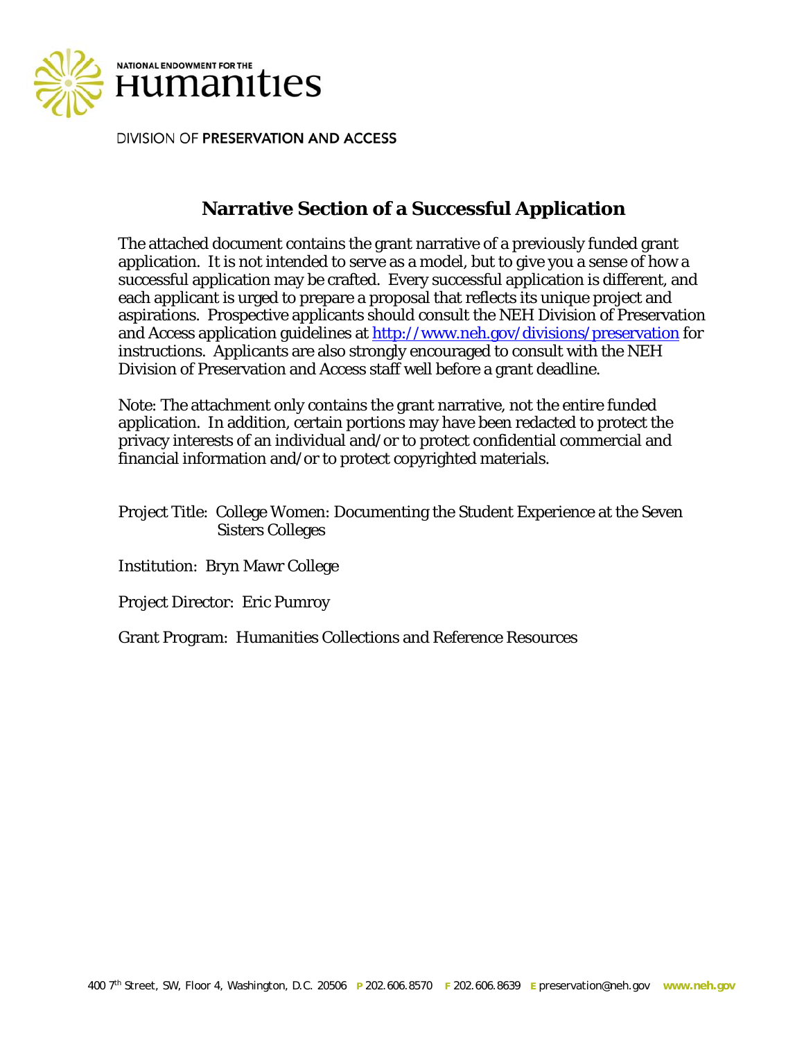NATIONAL ENDOWMENT FOR THE

# Humanities

DIVISION OF **PRESERVATION AND ACCESS**

## Narrative Section of a Successful Application

The attached document contains the grant narrative of a previously funded grant application. It is not intended to serve as a model, but to give you a sense of how a successful application may be crafted. Every successful application is different, and each applicant is urged to prepare a proposal that reflects its unique project and aspirations. Prospective applicants should consult the NEH Division of Preservation and Access application guidelines at [http://www.neh.gov/divisions/preservation](http://www.neh.gov/divisions/preservation) for instructions. Applicants are also strongly encouraged to consult with the NEH Division of Preservation and Access staff well before a grant deadline.

Note: The attachment only contains the grant narrative, not the entire funded application. In addition, certain portions may have been redacted to protect the privacy interests of an individual and/or to protect confidential commercial and financial information and/or to protect copyrighted materials.

Project Title: College Women: Documenting the Student Experience at the Seven Sisters Colleges

Institution: Bryn Mawr College

Project Director: Eric Pumroy

Grant Program: Humanities Collections and Reference Resources

400 7th Street, SW, Floor 4, Washington, D.C. 20506 **P** 202.606.8570 **F** 202.606.8639 **E** preservation@neh.gov **www.neh.gov**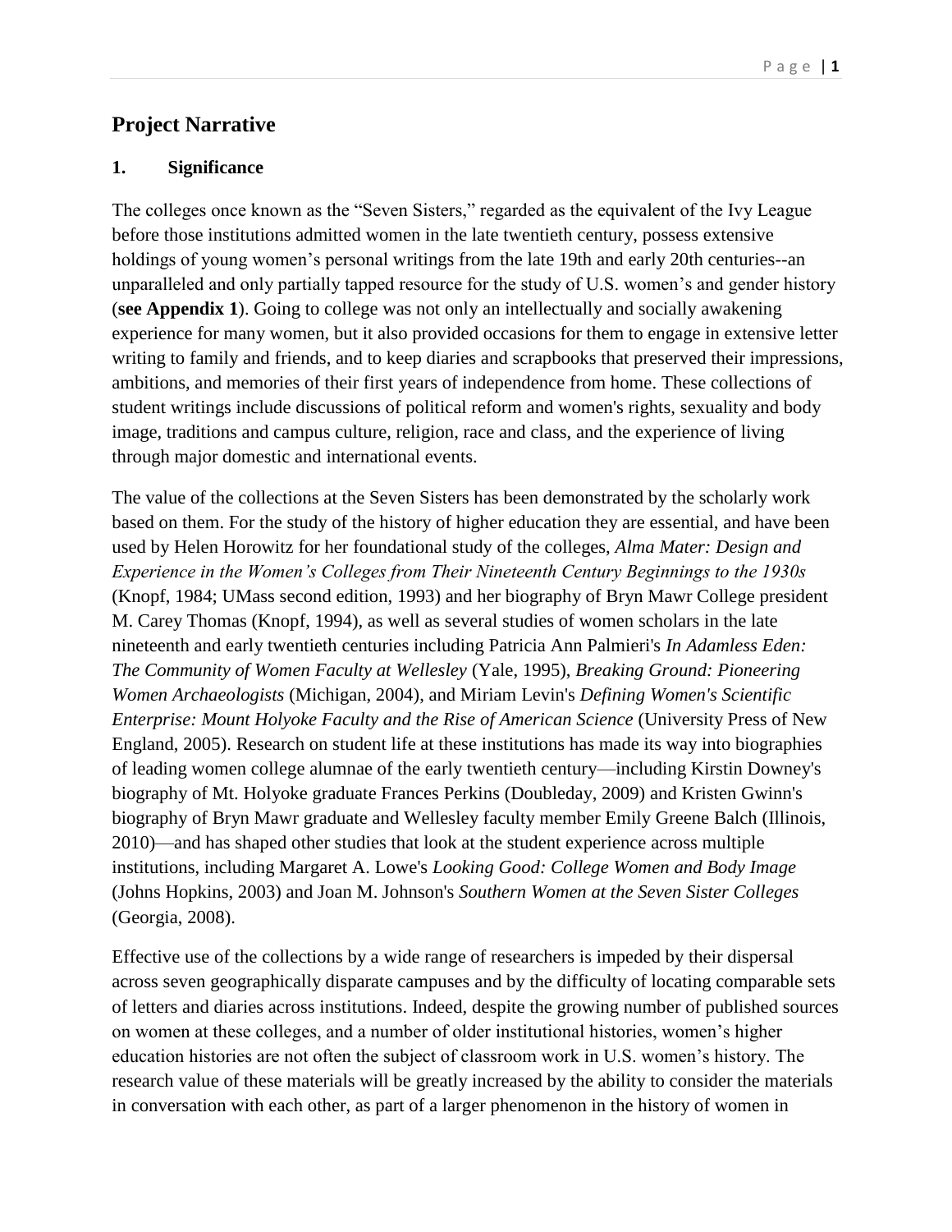# Project Narrative

## 1. Significance

The colleges once known as the "Seven Sisters," regarded as the equivalent of the Ivy League before those institutions admitted women in the late twentieth century, possess extensive holdings of young women's personal writings from the late 19th and early 20th centuries--an unparalleled and only partially tapped resource for the study of U.S. women's and gender history (**see Appendix 1**). Going to college was not only an intellectually and socially awakening experience for many women, but it also provided occasions for them to engage in extensive letter writing to family and friends, and to keep diaries and scrapbooks that preserved their impressions, ambitions, and memories of their first years of independence from home. These collections of student writings include discussions of political reform and women's rights, sexuality and body image, traditions and campus culture, religion, race and class, and the experience of living through major domestic and international events.

The value of the collections at the Seven Sisters has been demonstrated by the scholarly work based on them. For the study of the history of higher education they are essential, and have been used by Helen Horowitz for her foundational study of the colleges, *Alma Mater: Design and Experience in the Women's Colleges from Their Nineteenth Century Beginnings to the 1930s* (Knopf, 1984; UMass second edition, 1993) and her biography of Bryn Mawr College president M. Carey Thomas (Knopf, 1994), as well as several studies of women scholars in the late nineteenth and early twentieth centuries including Patricia Ann Palmieri's *In Adamless Eden: The Community of Women Faculty at Wellesley* (Yale, 1995), *Breaking Ground: Pioneering Women Archaeologists* (Michigan, 2004), and Miriam Levin's *Defining Women's Scientific Enterprise: Mount Holyoke Faculty and the Rise of American Science* (University Press of New England, 2005). Research on student life at these institutions has made its way into biographies of leading women college alumnae of the early twentieth century—including Kirstin Downey's biography of Mt. Holyoke graduate Frances Perkins (Doubleday, 2009) and Kristen Gwinn's biography of Bryn Mawr graduate and Wellesley faculty member Emily Greene Balch (Illinois, 2010)—and has shaped other studies that look at the student experience across multiple institutions, including Margaret A. Lowe's *Looking Good: College Women and Body Image* (Johns Hopkins, 2003) and Joan M. Johnson's *Southern Women at the Seven Sister Colleges* (Georgia, 2008).

Effective use of the collections by a wide range of researchers is impeded by their dispersal across seven geographically disparate campuses and by the difficulty of locating comparable sets of letters and diaries across institutions. Indeed, despite the growing number of published sources on women at these colleges, and a number of older institutional histories, women's higher education histories are not often the subject of classroom work in U.S. women's history. The research value of these materials will be greatly increased by the ability to consider the materials in conversation with each other, as part of a larger phenomenon in the history of women in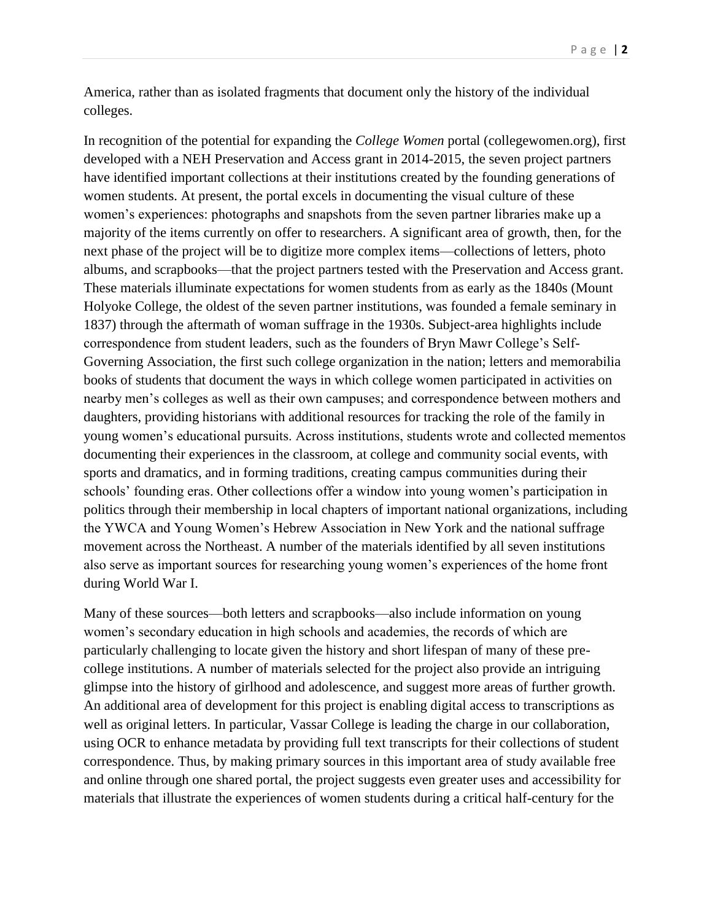America, rather than as isolated fragments that document only the history of the individual colleges.

In recognition of the potential for expanding the *College Women* portal (collegewomen.org), first developed with a NEH Preservation and Access grant in 2014-2015, the seven project partners have identified important collections at their institutions created by the founding generations of women students. At present, the portal excels in documenting the visual culture of these women's experiences: photographs and snapshots from the seven partner libraries make up a majority of the items currently on offer to researchers. A significant area of growth, then, for the next phase of the project will be to digitize more complex items—collections of letters, photo albums, and scrapbooks—that the project partners tested with the Preservation and Access grant. These materials illuminate expectations for women students from as early as the 1840s (Mount Holyoke College, the oldest of the seven partner institutions, was founded a female seminary in 1837) through the aftermath of woman suffrage in the 1930s. Subject-area highlights include correspondence from student leaders, such as the founders of Bryn Mawr College's Self-Governing Association, the first such college organization in the nation; letters and memorabilia books of students that document the ways in which college women participated in activities on nearby men's colleges as well as their own campuses; and correspondence between mothers and daughters, providing historians with additional resources for tracking the role of the family in young women's educational pursuits. Across institutions, students wrote and collected mementos documenting their experiences in the classroom, at college and community social events, with sports and dramatics, and in forming traditions, creating campus communities during their schools' founding eras. Other collections offer a window into young women's participation in politics through their membership in local chapters of important national organizations, including the YWCA and Young Women's Hebrew Association in New York and the national suffrage movement across the Northeast. A number of the materials identified by all seven institutions also serve as important sources for researching young women's experiences of the home front during World War I.

Many of these sources—both letters and scrapbooks—also include information on young women's secondary education in high schools and academies, the records of which are particularly challenging to locate given the history and short lifespan of many of these pre-college institutions. A number of materials selected for the project also provide an intriguing glimpse into the history of girlhood and adolescence, and suggest more areas of further growth. An additional area of development for this project is enabling digital access to transcriptions as well as original letters. In particular, Vassar College is leading the charge in our collaboration, using OCR to enhance metadata by providing full text transcripts for their collections of student correspondence. Thus, by making primary sources in this important area of study available free and online through one shared portal, the project suggests even greater uses and accessibility for materials that illustrate the experiences of women students during a critical half-century for the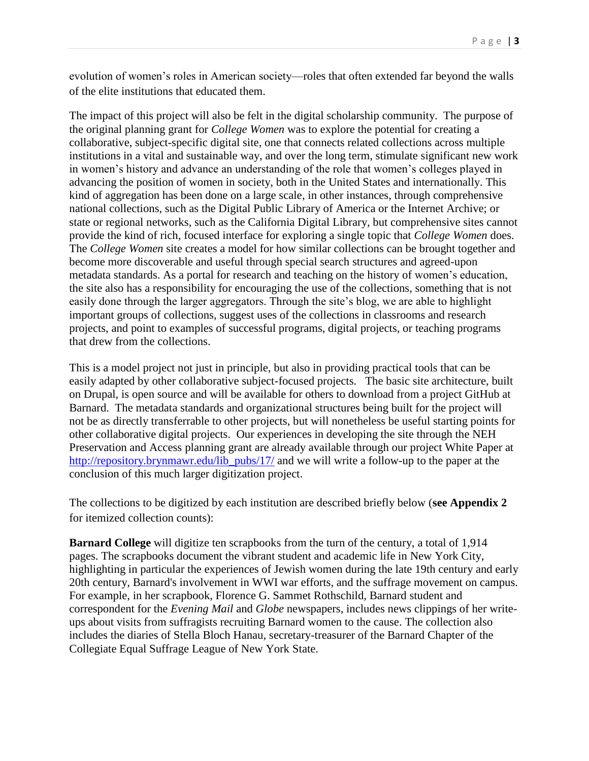evolution of women's roles in American society—roles that often extended far beyond the walls of the elite institutions that educated them.

The impact of this project will also be felt in the digital scholarship community. The purpose of the original planning grant for *College Women* was to explore the potential for creating a collaborative, subject-specific digital site, one that connects related collections across multiple institutions in a vital and sustainable way, and over the long term, stimulate significant new work in women's history and advance an understanding of the role that women's colleges played in advancing the position of women in society, both in the United States and internationally. This kind of aggregation has been done on a large scale, in other instances, through comprehensive national collections, such as the Digital Public Library of America or the Internet Archive; or state or regional networks, such as the California Digital Library, but comprehensive sites cannot provide the kind of rich, focused interface for exploring a single topic that *College Women* does. The *College Women* site creates a model for how similar collections can be brought together and become more discoverable and useful through special search structures and agreed-upon metadata standards. As a portal for research and teaching on the history of women's education, the site also has a responsibility for encouraging the use of the collections, something that is not easily done through the larger aggregators. Through the site's blog, we are able to highlight important groups of collections, suggest uses of the collections in classrooms and research projects, and point to examples of successful programs, digital projects, or teaching programs that drew from the collections.

This is a model project not just in principle, but also in providing practical tools that can be easily adapted by other collaborative subject-focused projects. The basic site architecture, built on Drupal, is open source and will be available for others to download from a project GitHub at Barnard. The metadata standards and organizational structures being built for the project will not be as directly transferrable to other projects, but will nonetheless be useful starting points for other collaborative digital projects. Our experiences in developing the site through the NEH Preservation and Access planning grant are already available through our project White Paper at [http://repository.brynmawr.edu/lib_pubs/17/](http://repository.brynmawr.edu/lib_pubs/17/) and we will write a follow-up to the paper at the conclusion of this much larger digitization project.

The collections to be digitized by each institution are described briefly below (**see Appendix 2** for itemized collection counts):

**Barnard College** will digitize ten scrapbooks from the turn of the century, a total of 1,914 pages. The scrapbooks document the vibrant student and academic life in New York City, highlighting in particular the experiences of Jewish women during the late 19th century and early 20th century, Barnard's involvement in WWI war efforts, and the suffrage movement on campus. For example, in her scrapbook, Florence G. Sammet Rothschild, Barnard student and correspondent for the *Evening Mail* and *Globe* newspapers, includes news clippings of her write-ups about visits from suffragists recruiting Barnard women to the cause. The collection also includes the diaries of Stella Bloch Hanau, secretary-treasurer of the Barnard Chapter of the Collegiate Equal Suffrage League of New York State.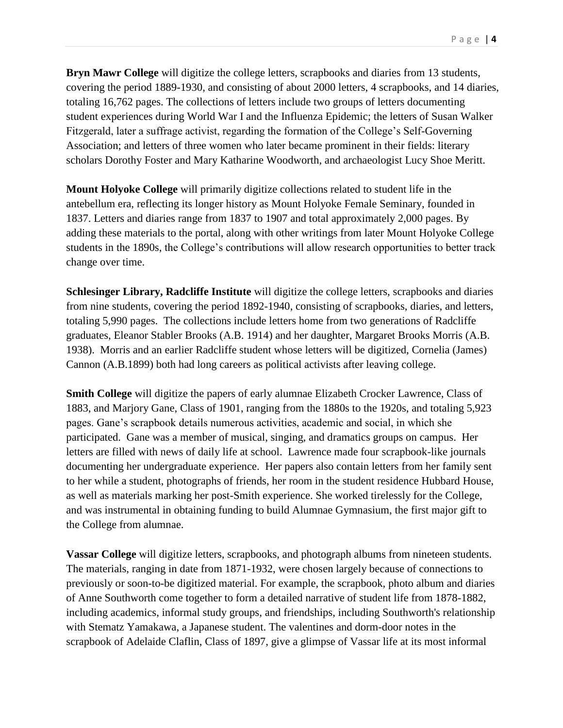**Bryn Mawr College** will digitize the college letters, scrapbooks and diaries from 13 students, covering the period 1889-1930, and consisting of about 2000 letters, 4 scrapbooks, and 14 diaries, totaling 16,762 pages. The collections of letters include two groups of letters documenting student experiences during World War I and the Influenza Epidemic; the letters of Susan Walker Fitzgerald, later a suffrage activist, regarding the formation of the College's Self-Governing Association; and letters of three women who later became prominent in their fields: literary scholars Dorothy Foster and Mary Katharine Woodworth, and archaeologist Lucy Shoe Meritt.

**Mount Holyoke College** will primarily digitize collections related to student life in the antebellum era, reflecting its longer history as Mount Holyoke Female Seminary, founded in 1837. Letters and diaries range from 1837 to 1907 and total approximately 2,000 pages. By adding these materials to the portal, along with other writings from later Mount Holyoke College students in the 1890s, the College's contributions will allow research opportunities to better track change over time.

**Schlesinger Library, Radcliffe Institute** will digitize the college letters, scrapbooks and diaries from nine students, covering the period 1892-1940, consisting of scrapbooks, diaries, and letters, totaling 5,990 pages. The collections include letters home from two generations of Radcliffe graduates, Eleanor Stabler Brooks (A.B. 1914) and her daughter, Margaret Brooks Morris (A.B. 1938). Morris and an earlier Radcliffe student whose letters will be digitized, Cornelia (James) Cannon (A.B.1899) both had long careers as political activists after leaving college.

**Smith College** will digitize the papers of early alumnae Elizabeth Crocker Lawrence, Class of 1883, and Marjory Gane, Class of 1901, ranging from the 1880s to the 1920s, and totaling 5,923 pages. Gane's scrapbook details numerous activities, academic and social, in which she participated. Gane was a member of musical, singing, and dramatics groups on campus. Her letters are filled with news of daily life at school. Lawrence made four scrapbook-like journals documenting her undergraduate experience. Her papers also contain letters from her family sent to her while a student, photographs of friends, her room in the student residence Hubbard House, as well as materials marking her post-Smith experience. She worked tirelessly for the College, and was instrumental in obtaining funding to build Alumnae Gymnasium, the first major gift to the College from alumnae.

**Vassar College** will digitize letters, scrapbooks, and photograph albums from nineteen students. The materials, ranging in date from 1871-1932, were chosen largely because of connections to previously or soon-to-be digitized material. For example, the scrapbook, photo album and diaries of Anne Southworth come together to form a detailed narrative of student life from 1878-1882, including academics, informal study groups, and friendships, including Southworth's relationship with Stematz Yamakawa, a Japanese student. The valentines and dorm-door notes in the scrapbook of Adelaide Claflin, Class of 1897, give a glimpse of Vassar life at its most informal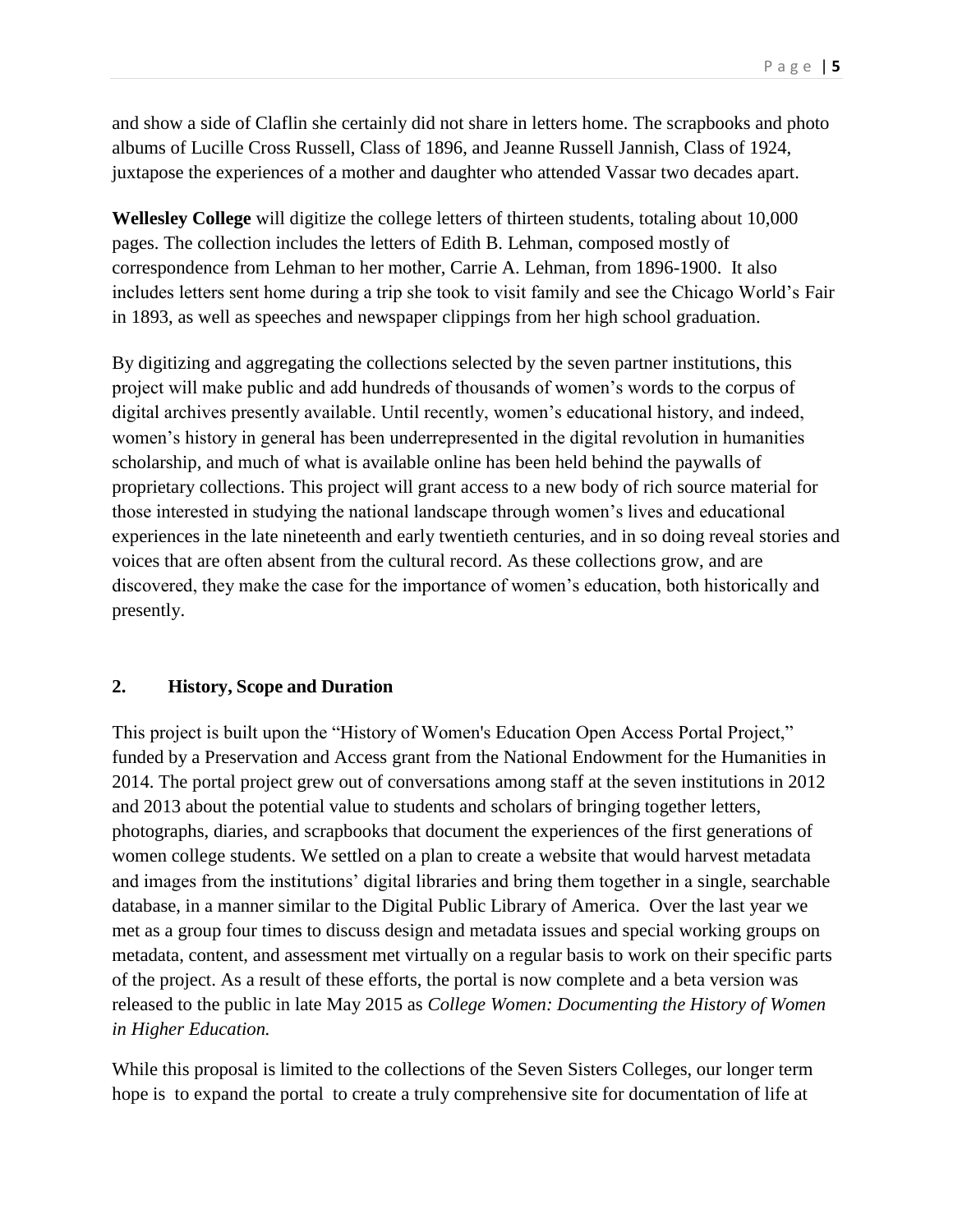and show a side of Claflin she certainly did not share in letters home. The scrapbooks and photo albums of Lucille Cross Russell, Class of 1896, and Jeanne Russell Jannish, Class of 1924, juxtapose the experiences of a mother and daughter who attended Vassar two decades apart.

**Wellesley College** will digitize the college letters of thirteen students, totaling about 10,000 pages. The collection includes the letters of Edith B. Lehman, composed mostly of correspondence from Lehman to her mother, Carrie A. Lehman, from 1896-1900. It also includes letters sent home during a trip she took to visit family and see the Chicago World's Fair in 1893, as well as speeches and newspaper clippings from her high school graduation.

By digitizing and aggregating the collections selected by the seven partner institutions, this project will make public and add hundreds of thousands of women's words to the corpus of digital archives presently available. Until recently, women's educational history, and indeed, women's history in general has been underrepresented in the digital revolution in humanities scholarship, and much of what is available online has been held behind the paywalls of proprietary collections. This project will grant access to a new body of rich source material for those interested in studying the national landscape through women's lives and educational experiences in the late nineteenth and early twentieth centuries, and in so doing reveal stories and voices that are often absent from the cultural record. As these collections grow, and are discovered, they make the case for the importance of women's education, both historically and presently.

## 2. History, Scope and Duration

This project is built upon the "History of Women's Education Open Access Portal Project," funded by a Preservation and Access grant from the National Endowment for the Humanities in 2014. The portal project grew out of conversations among staff at the seven institutions in 2012 and 2013 about the potential value to students and scholars of bringing together letters, photographs, diaries, and scrapbooks that document the experiences of the first generations of women college students. We settled on a plan to create a website that would harvest metadata and images from the institutions' digital libraries and bring them together in a single, searchable database, in a manner similar to the Digital Public Library of America. Over the last year we met as a group four times to discuss design and metadata issues and special working groups on metadata, content, and assessment met virtually on a regular basis to work on their specific parts of the project. As a result of these efforts, the portal is now complete and a beta version was released to the public in late May 2015 as *College Women: Documenting the History of Women in Higher Education.*

While this proposal is limited to the collections of the Seven Sisters Colleges, our longer term hope is to expand the portal to create a truly comprehensive site for documentation of life at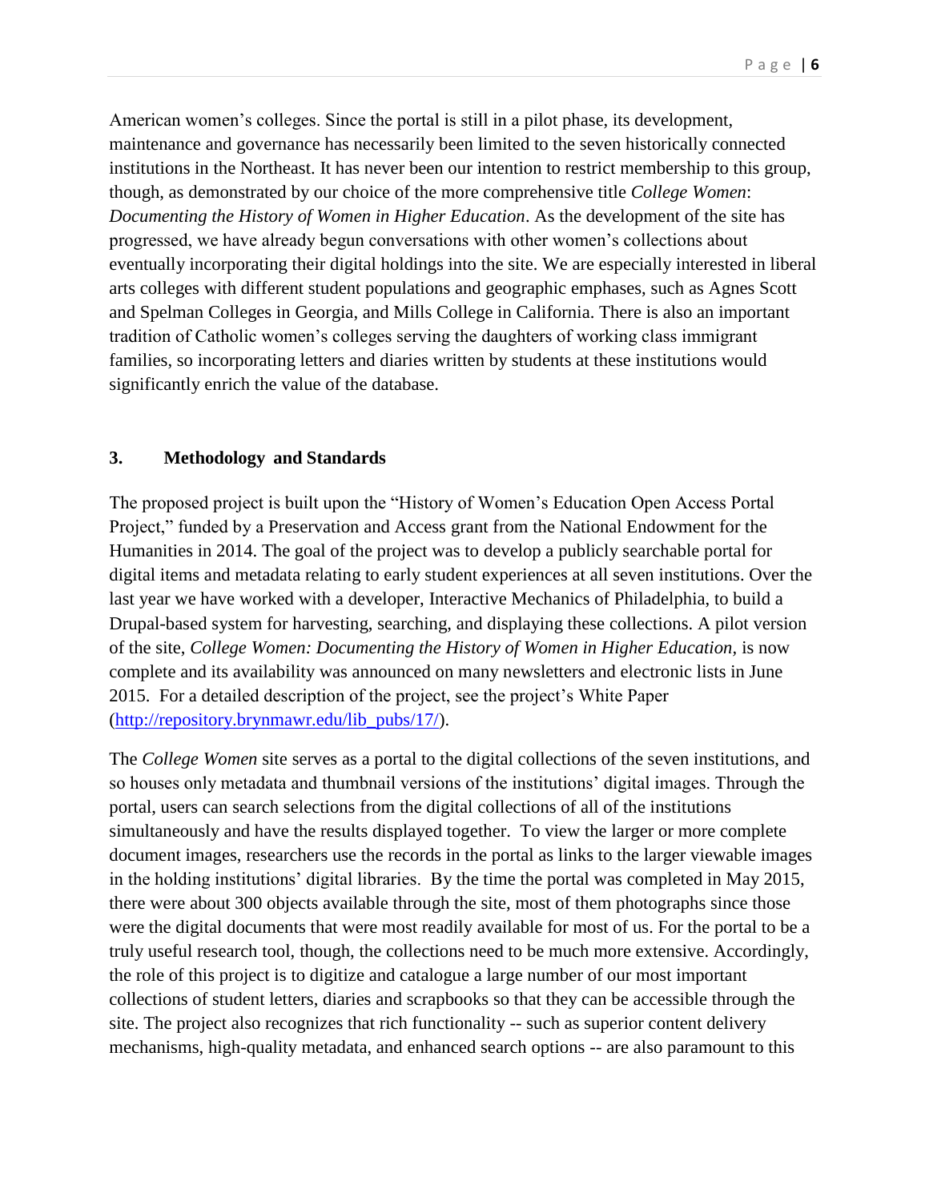American women's colleges. Since the portal is still in a pilot phase, its development, maintenance and governance has necessarily been limited to the seven historically connected institutions in the Northeast. It has never been our intention to restrict membership to this group, though, as demonstrated by our choice of the more comprehensive title *College Women*: *Documenting the History of Women in Higher Education*. As the development of the site has progressed, we have already begun conversations with other women's collections about eventually incorporating their digital holdings into the site. We are especially interested in liberal arts colleges with different student populations and geographic emphases, such as Agnes Scott and Spelman Colleges in Georgia, and Mills College in California. There is also an important tradition of Catholic women's colleges serving the daughters of working class immigrant families, so incorporating letters and diaries written by students at these institutions would significantly enrich the value of the database.

### 3. Methodology and Standards

The proposed project is built upon the "History of Women's Education Open Access Portal Project," funded by a Preservation and Access grant from the National Endowment for the Humanities in 2014. The goal of the project was to develop a publicly searchable portal for digital items and metadata relating to early student experiences at all seven institutions. Over the last year we have worked with a developer, Interactive Mechanics of Philadelphia, to build a Drupal-based system for harvesting, searching, and displaying these collections. A pilot version of the site, *College Women: Documenting the History of Women in Higher Education,* is now complete and its availability was announced on many newsletters and electronic lists in June 2015. For a detailed description of the project, see the project's White Paper (http://repository.brynmawr.edu/lib_pubs/17/).

The *College Women* site serves as a portal to the digital collections of the seven institutions, and so houses only metadata and thumbnail versions of the institutions' digital images. Through the portal, users can search selections from the digital collections of all of the institutions simultaneously and have the results displayed together. To view the larger or more complete document images, researchers use the records in the portal as links to the larger viewable images in the holding institutions' digital libraries. By the time the portal was completed in May 2015, there were about 300 objects available through the site, most of them photographs since those were the digital documents that were most readily available for most of us. For the portal to be a truly useful research tool, though, the collections need to be much more extensive. Accordingly, the role of this project is to digitize and catalogue a large number of our most important collections of student letters, diaries and scrapbooks so that they can be accessible through the site. The project also recognizes that rich functionality -- such as superior content delivery mechanisms, high-quality metadata, and enhanced search options -- are also paramount to this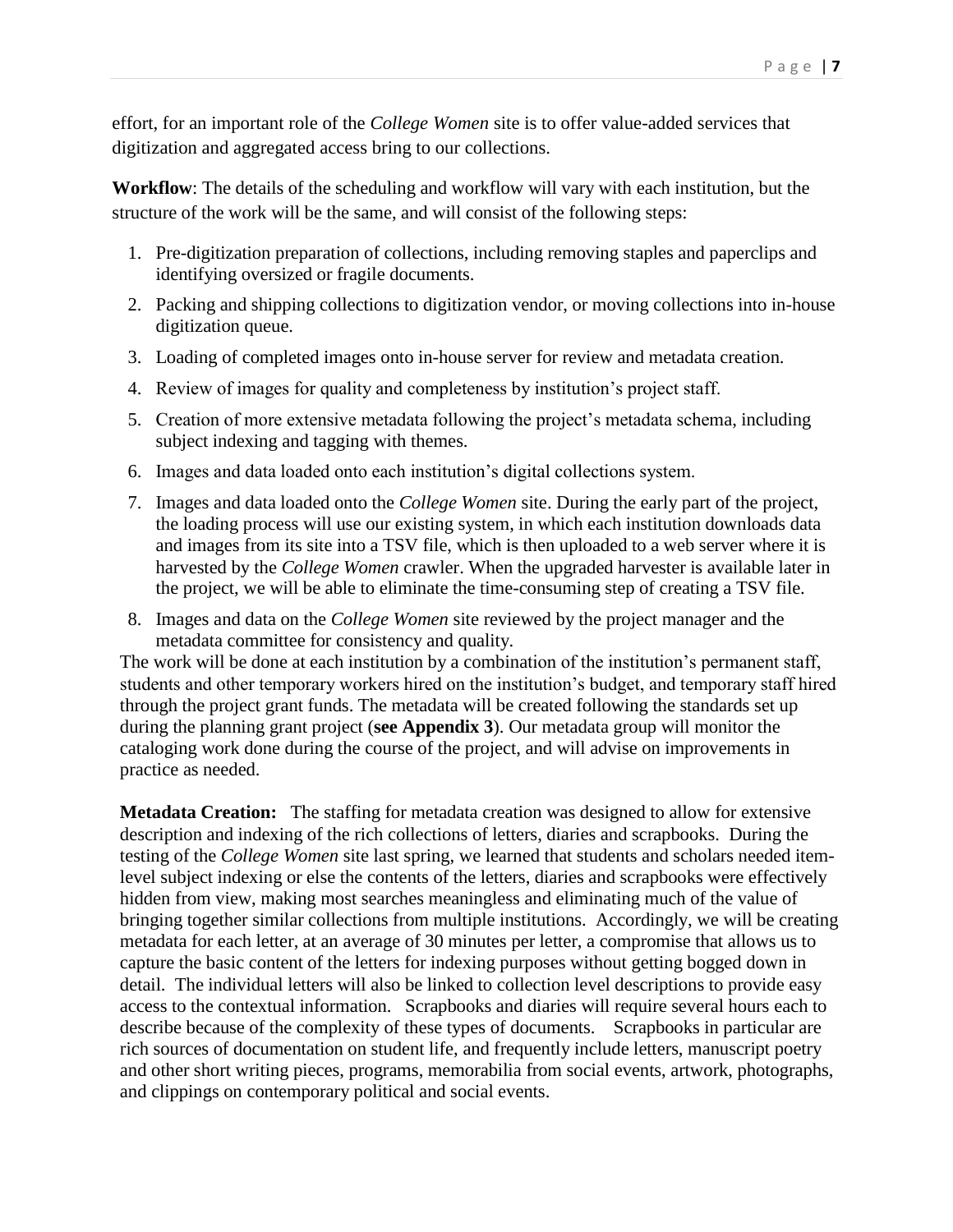effort, for an important role of the *College Women* site is to offer value-added services that digitization and aggregated access bring to our collections.

**Workflow**: The details of the scheduling and workflow will vary with each institution, but the structure of the work will be the same, and will consist of the following steps:

1. Pre-digitization preparation of collections, including removing staples and paperclips and identifying oversized or fragile documents.
2. Packing and shipping collections to digitization vendor, or moving collections into in-house digitization queue.
3. Loading of completed images onto in-house server for review and metadata creation.
4. Review of images for quality and completeness by institution's project staff.
5. Creation of more extensive metadata following the project's metadata schema, including subject indexing and tagging with themes.
6. Images and data loaded onto each institution's digital collections system.
7. Images and data loaded onto the *College Women* site. During the early part of the project, the loading process will use our existing system, in which each institution downloads data and images from its site into a TSV file, which is then uploaded to a web server where it is harvested by the *College Women* crawler. When the upgraded harvester is available later in the project, we will be able to eliminate the time-consuming step of creating a TSV file.
8. Images and data on the *College Women* site reviewed by the project manager and the metadata committee for consistency and quality.

The work will be done at each institution by a combination of the institution's permanent staff, students and other temporary workers hired on the institution's budget, and temporary staff hired through the project grant funds. The metadata will be created following the standards set up during the planning grant project (**see Appendix 3**). Our metadata group will monitor the cataloging work done during the course of the project, and will advise on improvements in practice as needed.

**Metadata Creation:** The staffing for metadata creation was designed to allow for extensive description and indexing of the rich collections of letters, diaries and scrapbooks. During the testing of the *College Women* site last spring, we learned that students and scholars needed item-level subject indexing or else the contents of the letters, diaries and scrapbooks were effectively hidden from view, making most searches meaningless and eliminating much of the value of bringing together similar collections from multiple institutions. Accordingly, we will be creating metadata for each letter, at an average of 30 minutes per letter, a compromise that allows us to capture the basic content of the letters for indexing purposes without getting bogged down in detail. The individual letters will also be linked to collection level descriptions to provide easy access to the contextual information. Scrapbooks and diaries will require several hours each to describe because of the complexity of these types of documents. Scrapbooks in particular are rich sources of documentation on student life, and frequently include letters, manuscript poetry and other short writing pieces, programs, memorabilia from social events, artwork, photographs, and clippings on contemporary political and social events.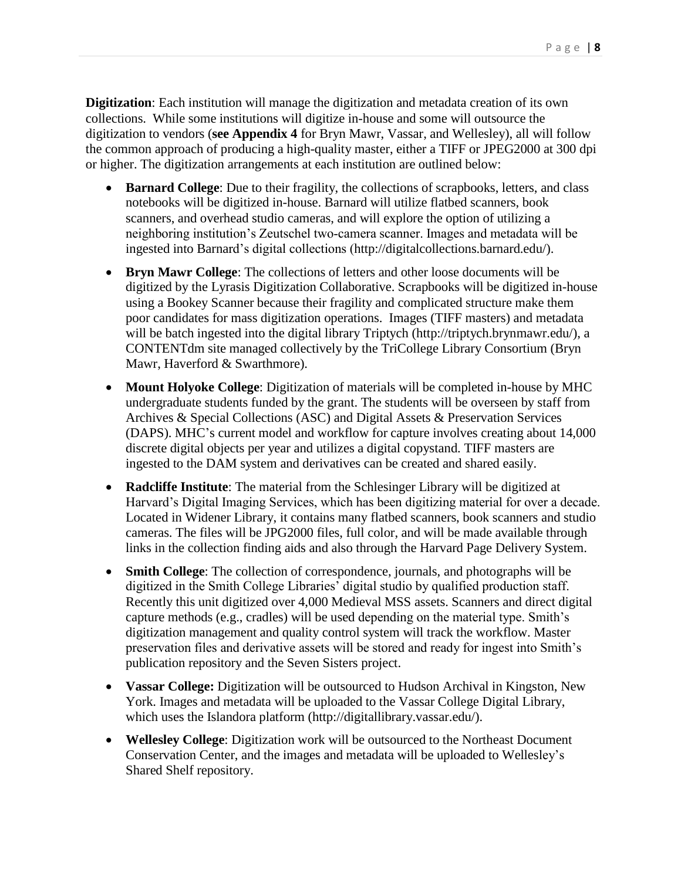**Digitization**: Each institution will manage the digitization and metadata creation of its own collections. While some institutions will digitize in-house and some will outsource the digitization to vendors (**see Appendix 4** for Bryn Mawr, Vassar, and Wellesley), all will follow the common approach of producing a high-quality master, either a TIFF or JPEG2000 at 300 dpi or higher. The digitization arrangements at each institution are outlined below:

- **Barnard College**: Due to their fragility, the collections of scrapbooks, letters, and class notebooks will be digitized in-house. Barnard will utilize flatbed scanners, book scanners, and overhead studio cameras, and will explore the option of utilizing a neighboring institution's Zeutschel two-camera scanner. Images and metadata will be ingested into Barnard's digital collections (http://digitalcollections.barnard.edu/).
- **Bryn Mawr College**: The collections of letters and other loose documents will be digitized by the Lyrasis Digitization Collaborative. Scrapbooks will be digitized in-house using a Bookey Scanner because their fragility and complicated structure make them poor candidates for mass digitization operations. Images (TIFF masters) and metadata will be batch ingested into the digital library Triptych (http://triptych.brynmawr.edu/), a CONTENTdm site managed collectively by the TriCollege Library Consortium (Bryn Mawr, Haverford & Swarthmore).
- **Mount Holyoke College**: Digitization of materials will be completed in-house by MHC undergraduate students funded by the grant. The students will be overseen by staff from Archives & Special Collections (ASC) and Digital Assets & Preservation Services (DAPS). MHC's current model and workflow for capture involves creating about 14,000 discrete digital objects per year and utilizes a digital copystand. TIFF masters are ingested to the DAM system and derivatives can be created and shared easily.
- **Radcliffe Institute**: The material from the Schlesinger Library will be digitized at Harvard's Digital Imaging Services, which has been digitizing material for over a decade. Located in Widener Library, it contains many flatbed scanners, book scanners and studio cameras. The files will be JPG2000 files, full color, and will be made available through links in the collection finding aids and also through the Harvard Page Delivery System.
- **Smith College**: The collection of correspondence, journals, and photographs will be digitized in the Smith College Libraries' digital studio by qualified production staff. Recently this unit digitized over 4,000 Medieval MSS assets. Scanners and direct digital capture methods (e.g., cradles) will be used depending on the material type. Smith's digitization management and quality control system will track the workflow. Master preservation files and derivative assets will be stored and ready for ingest into Smith's publication repository and the Seven Sisters project.
- **Vassar College:** Digitization will be outsourced to Hudson Archival in Kingston, New York. Images and metadata will be uploaded to the Vassar College Digital Library, which uses the Islandora platform (http://digitallibrary.vassar.edu/).
- **Wellesley College**: Digitization work will be outsourced to the Northeast Document Conservation Center, and the images and metadata will be uploaded to Wellesley's Shared Shelf repository.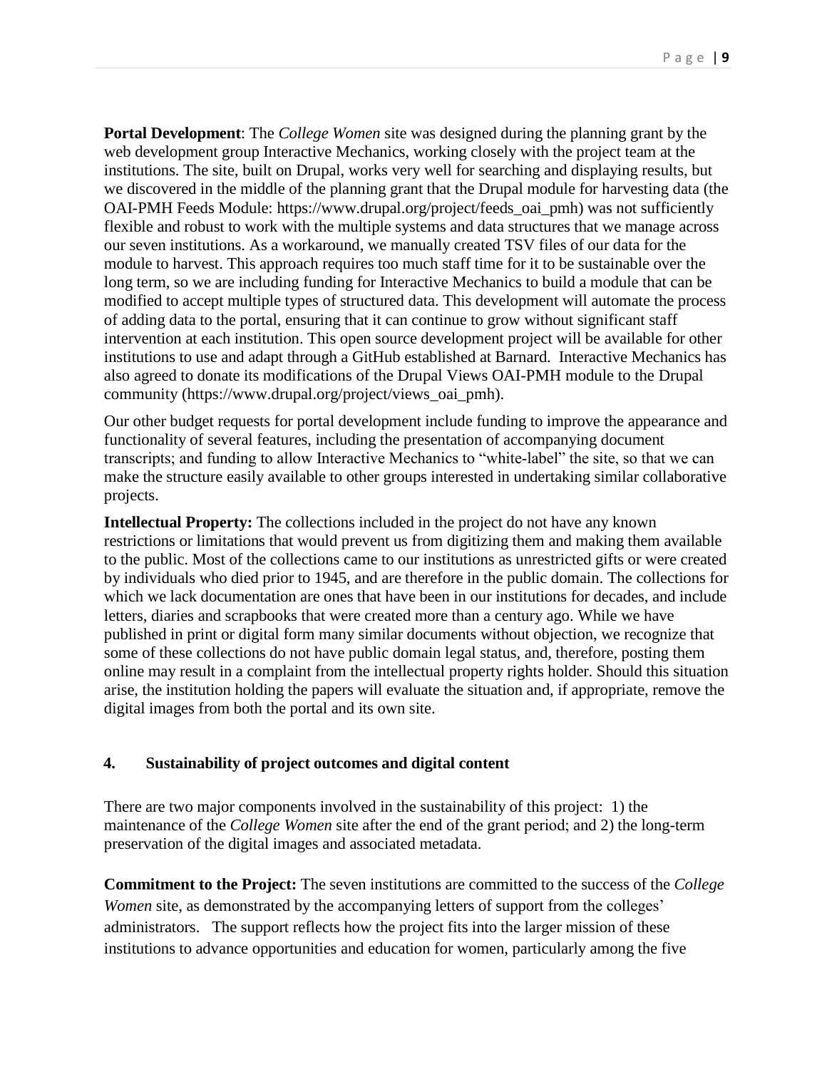**Portal Development**: The *College Women* site was designed during the planning grant by the web development group Interactive Mechanics, working closely with the project team at the institutions. The site, built on Drupal, works very well for searching and displaying results, but we discovered in the middle of the planning grant that the Drupal module for harvesting data (the OAI-PMH Feeds Module: https://www.drupal.org/project/feeds_oai_pmh) was not sufficiently flexible and robust to work with the multiple systems and data structures that we manage across our seven institutions. As a workaround, we manually created TSV files of our data for the module to harvest. This approach requires too much staff time for it to be sustainable over the long term, so we are including funding for Interactive Mechanics to build a module that can be modified to accept multiple types of structured data. This development will automate the process of adding data to the portal, ensuring that it can continue to grow without significant staff intervention at each institution. This open source development project will be available for other institutions to use and adapt through a GitHub established at Barnard. Interactive Mechanics has also agreed to donate its modifications of the Drupal Views OAI-PMH module to the Drupal community (https://www.drupal.org/project/views_oai_pmh).

Our other budget requests for portal development include funding to improve the appearance and functionality of several features, including the presentation of accompanying document transcripts; and funding to allow Interactive Mechanics to "white-label" the site, so that we can make the structure easily available to other groups interested in undertaking similar collaborative projects.

**Intellectual Property:** The collections included in the project do not have any known restrictions or limitations that would prevent us from digitizing them and making them available to the public. Most of the collections came to our institutions as unrestricted gifts or were created by individuals who died prior to 1945, and are therefore in the public domain. The collections for which we lack documentation are ones that have been in our institutions for decades, and include letters, diaries and scrapbooks that were created more than a century ago. While we have published in print or digital form many similar documents without objection, we recognize that some of these collections do not have public domain legal status, and, therefore, posting them online may result in a complaint from the intellectual property rights holder. Should this situation arise, the institution holding the papers will evaluate the situation and, if appropriate, remove the digital images from both the portal and its own site.

#### 4. Sustainability of project outcomes and digital content

There are two major components involved in the sustainability of this project: 1) the maintenance of the *College Women* site after the end of the grant period; and 2) the long-term preservation of the digital images and associated metadata.

**Commitment to the Project:** The seven institutions are committed to the success of the *College Women* site, as demonstrated by the accompanying letters of support from the colleges' administrators. The support reflects how the project fits into the larger mission of these institutions to advance opportunities and education for women, particularly among the five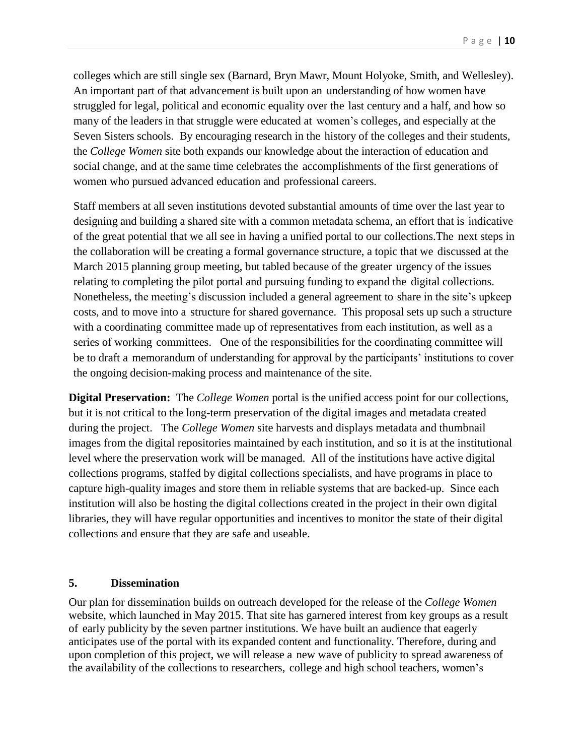colleges which are still single sex (Barnard, Bryn Mawr, Mount Holyoke, Smith, and Wellesley). An important part of that advancement is built upon an understanding of how women have struggled for legal, political and economic equality over the last century and a half, and how so many of the leaders in that struggle were educated at women's colleges, and especially at the Seven Sisters schools. By encouraging research in the history of the colleges and their students, the *College Women* site both expands our knowledge about the interaction of education and social change, and at the same time celebrates the accomplishments of the first generations of women who pursued advanced education and professional careers.

Staff members at all seven institutions devoted substantial amounts of time over the last year to designing and building a shared site with a common metadata schema, an effort that is indicative of the great potential that we all see in having a unified portal to our collections.The next steps in the collaboration will be creating a formal governance structure, a topic that we discussed at the March 2015 planning group meeting, but tabled because of the greater urgency of the issues relating to completing the pilot portal and pursuing funding to expand the digital collections. Nonetheless, the meeting's discussion included a general agreement to share in the site's upkeep costs, and to move into a structure for shared governance. This proposal sets up such a structure with a coordinating committee made up of representatives from each institution, as well as a series of working committees. One of the responsibilities for the coordinating committee will be to draft a memorandum of understanding for approval by the participants' institutions to cover the ongoing decision-making process and maintenance of the site.

**Digital Preservation:** The *College Women* portal is the unified access point for our collections, but it is not critical to the long-term preservation of the digital images and metadata created during the project. The *College Women* site harvests and displays metadata and thumbnail images from the digital repositories maintained by each institution, and so it is at the institutional level where the preservation work will be managed. All of the institutions have active digital collections programs, staffed by digital collections specialists, and have programs in place to capture high-quality images and store them in reliable systems that are backed-up. Since each institution will also be hosting the digital collections created in the project in their own digital libraries, they will have regular opportunities and incentives to monitor the state of their digital collections and ensure that they are safe and useable.

## 5. Dissemination

Our plan for dissemination builds on outreach developed for the release of the *College Women* website, which launched in May 2015. That site has garnered interest from key groups as a result of early publicity by the seven partner institutions. We have built an audience that eagerly anticipates use of the portal with its expanded content and functionality. Therefore, during and upon completion of this project, we will release a new wave of publicity to spread awareness of the availability of the collections to researchers, college and high school teachers, women's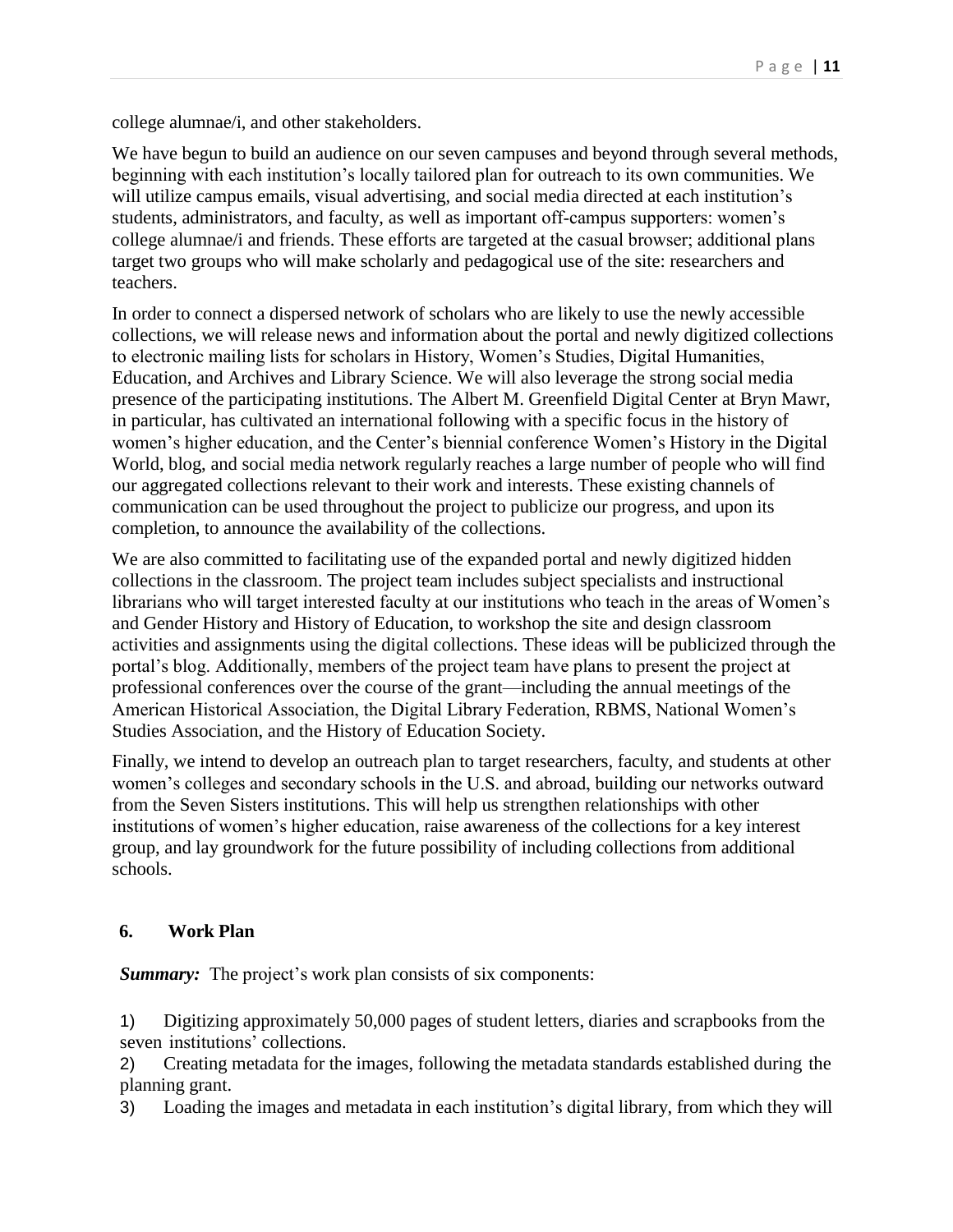college alumnae/i, and other stakeholders.

We have begun to build an audience on our seven campuses and beyond through several methods, beginning with each institution's locally tailored plan for outreach to its own communities. We will utilize campus emails, visual advertising, and social media directed at each institution's students, administrators, and faculty, as well as important off-campus supporters: women's college alumnae/i and friends. These efforts are targeted at the casual browser; additional plans target two groups who will make scholarly and pedagogical use of the site: researchers and teachers.

In order to connect a dispersed network of scholars who are likely to use the newly accessible collections, we will release news and information about the portal and newly digitized collections to electronic mailing lists for scholars in History, Women's Studies, Digital Humanities, Education, and Archives and Library Science. We will also leverage the strong social media presence of the participating institutions. The Albert M. Greenfield Digital Center at Bryn Mawr, in particular, has cultivated an international following with a specific focus in the history of women's higher education, and the Center's biennial conference Women's History in the Digital World, blog, and social media network regularly reaches a large number of people who will find our aggregated collections relevant to their work and interests. These existing channels of communication can be used throughout the project to publicize our progress, and upon its completion, to announce the availability of the collections.

We are also committed to facilitating use of the expanded portal and newly digitized hidden collections in the classroom. The project team includes subject specialists and instructional librarians who will target interested faculty at our institutions who teach in the areas of Women's and Gender History and History of Education, to workshop the site and design classroom activities and assignments using the digital collections. These ideas will be publicized through the portal's blog. Additionally, members of the project team have plans to present the project at professional conferences over the course of the grant—including the annual meetings of the American Historical Association, the Digital Library Federation, RBMS, National Women's Studies Association, and the History of Education Society.

Finally, we intend to develop an outreach plan to target researchers, faculty, and students at other women's colleges and secondary schools in the U.S. and abroad, building our networks outward from the Seven Sisters institutions. This will help us strengthen relationships with other institutions of women's higher education, raise awareness of the collections for a key interest group, and lay groundwork for the future possibility of including collections from additional schools.

## 6. Work Plan

***Summary:*** The project's work plan consists of six components:

1) Digitizing approximately 50,000 pages of student letters, diaries and scrapbooks from the seven institutions' collections.
2) Creating metadata for the images, following the metadata standards established during the planning grant.
3) Loading the images and metadata in each institution's digital library, from which they will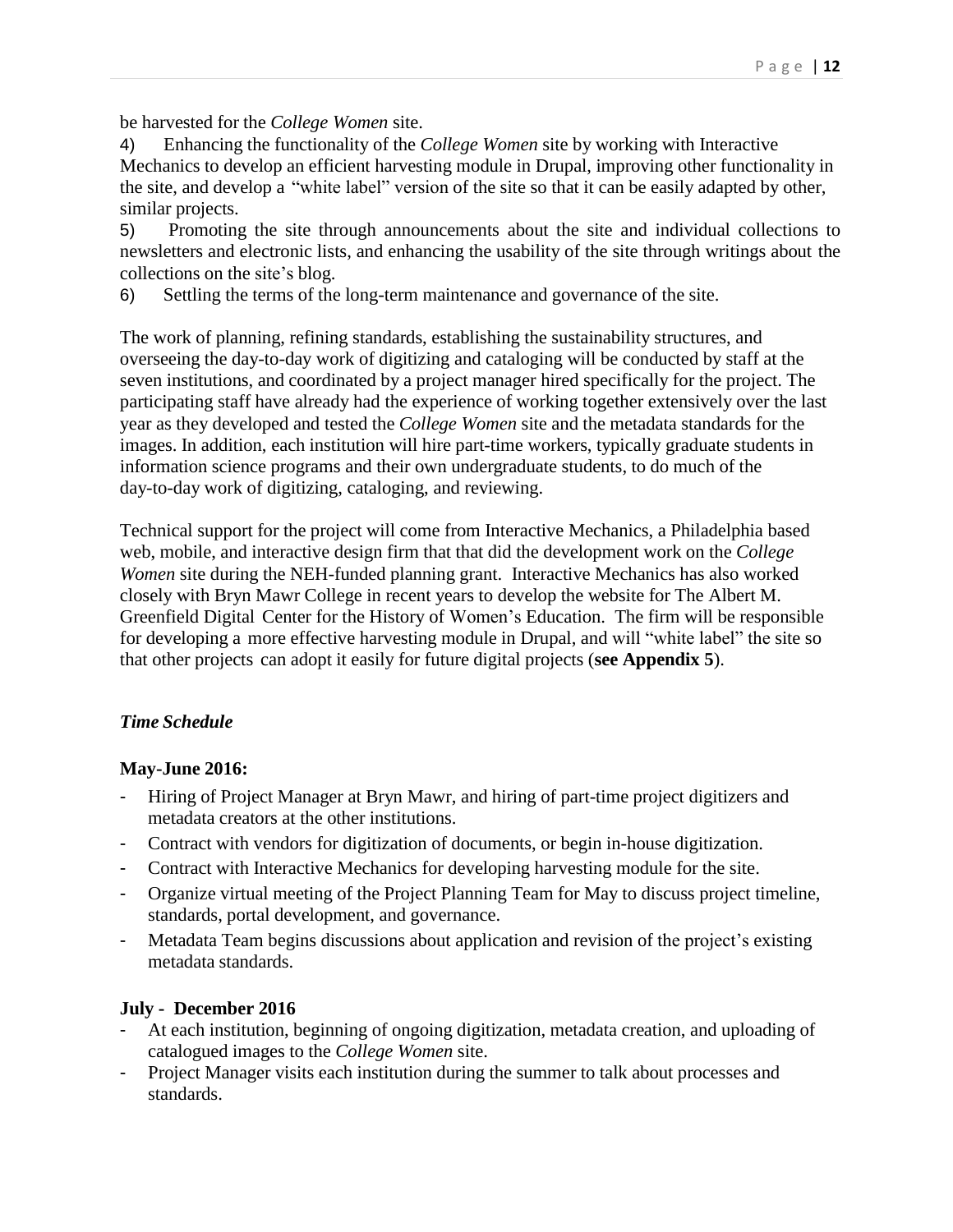be harvested for the *College Women* site.

4) Enhancing the functionality of the *College Women* site by working with Interactive Mechanics to develop an efficient harvesting module in Drupal, improving other functionality in the site, and develop a "white label" version of the site so that it can be easily adapted by other, similar projects.

5) Promoting the site through announcements about the site and individual collections to newsletters and electronic lists, and enhancing the usability of the site through writings about the collections on the site's blog.

6) Settling the terms of the long-term maintenance and governance of the site.

The work of planning, refining standards, establishing the sustainability structures, and overseeing the day-to-day work of digitizing and cataloging will be conducted by staff at the seven institutions, and coordinated by a project manager hired specifically for the project. The participating staff have already had the experience of working together extensively over the last year as they developed and tested the *College Women* site and the metadata standards for the images. In addition, each institution will hire part-time workers, typically graduate students in information science programs and their own undergraduate students, to do much of the day-to-day work of digitizing, cataloging, and reviewing.

Technical support for the project will come from Interactive Mechanics, a Philadelphia based web, mobile, and interactive design firm that that did the development work on the *College Women* site during the NEH-funded planning grant. Interactive Mechanics has also worked closely with Bryn Mawr College in recent years to develop the website for The Albert M. Greenfield Digital Center for the History of Women's Education. The firm will be responsible for developing a more effective harvesting module in Drupal, and will "white label" the site so that other projects can adopt it easily for future digital projects (**see Appendix 5**).

### *Time Schedule*

**May-June 2016:**

- Hiring of Project Manager at Bryn Mawr, and hiring of part-time project digitizers and metadata creators at the other institutions.
- Contract with vendors for digitization of documents, or begin in-house digitization.
- Contract with Interactive Mechanics for developing harvesting module for the site.
- Organize virtual meeting of the Project Planning Team for May to discuss project timeline, standards, portal development, and governance.
- Metadata Team begins discussions about application and revision of the project's existing metadata standards.

**July - December 2016**

- At each institution, beginning of ongoing digitization, metadata creation, and uploading of catalogued images to the *College Women* site.
- Project Manager visits each institution during the summer to talk about processes and standards.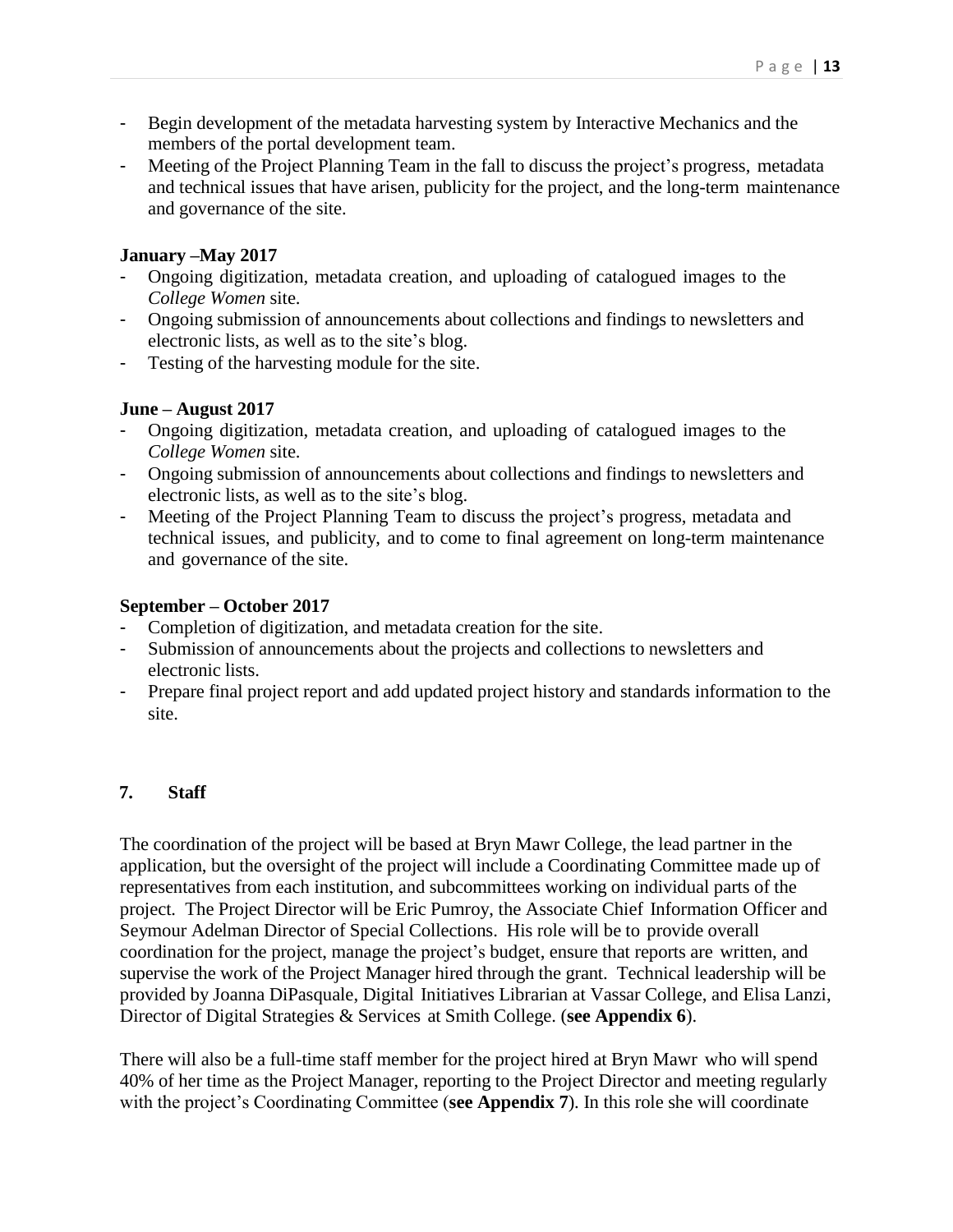- Begin development of the metadata harvesting system by Interactive Mechanics and the members of the portal development team.
- Meeting of the Project Planning Team in the fall to discuss the project's progress, metadata and technical issues that have arisen, publicity for the project, and the long-term maintenance and governance of the site.

**January –May 2017**

- Ongoing digitization, metadata creation, and uploading of catalogued images to the *College Women* site.
- Ongoing submission of announcements about collections and findings to newsletters and electronic lists, as well as to the site's blog.
- Testing of the harvesting module for the site.

**June – August 2017**

- Ongoing digitization, metadata creation, and uploading of catalogued images to the *College Women* site.
- Ongoing submission of announcements about collections and findings to newsletters and electronic lists, as well as to the site's blog.
- Meeting of the Project Planning Team to discuss the project's progress, metadata and technical issues, and publicity, and to come to final agreement on long-term maintenance and governance of the site.

**September – October 2017**

- Completion of digitization, and metadata creation for the site.
- Submission of announcements about the projects and collections to newsletters and electronic lists.
- Prepare final project report and add updated project history and standards information to the site.

## 7. Staff

The coordination of the project will be based at Bryn Mawr College, the lead partner in the application, but the oversight of the project will include a Coordinating Committee made up of representatives from each institution, and subcommittees working on individual parts of the project. The Project Director will be Eric Pumroy, the Associate Chief Information Officer and Seymour Adelman Director of Special Collections. His role will be to provide overall coordination for the project, manage the project's budget, ensure that reports are written, and supervise the work of the Project Manager hired through the grant. Technical leadership will be provided by Joanna DiPasquale, Digital Initiatives Librarian at Vassar College, and Elisa Lanzi, Director of Digital Strategies & Services at Smith College. (**see Appendix 6**).

There will also be a full-time staff member for the project hired at Bryn Mawr who will spend 40% of her time as the Project Manager, reporting to the Project Director and meeting regularly with the project's Coordinating Committee (**see Appendix 7**). In this role she will coordinate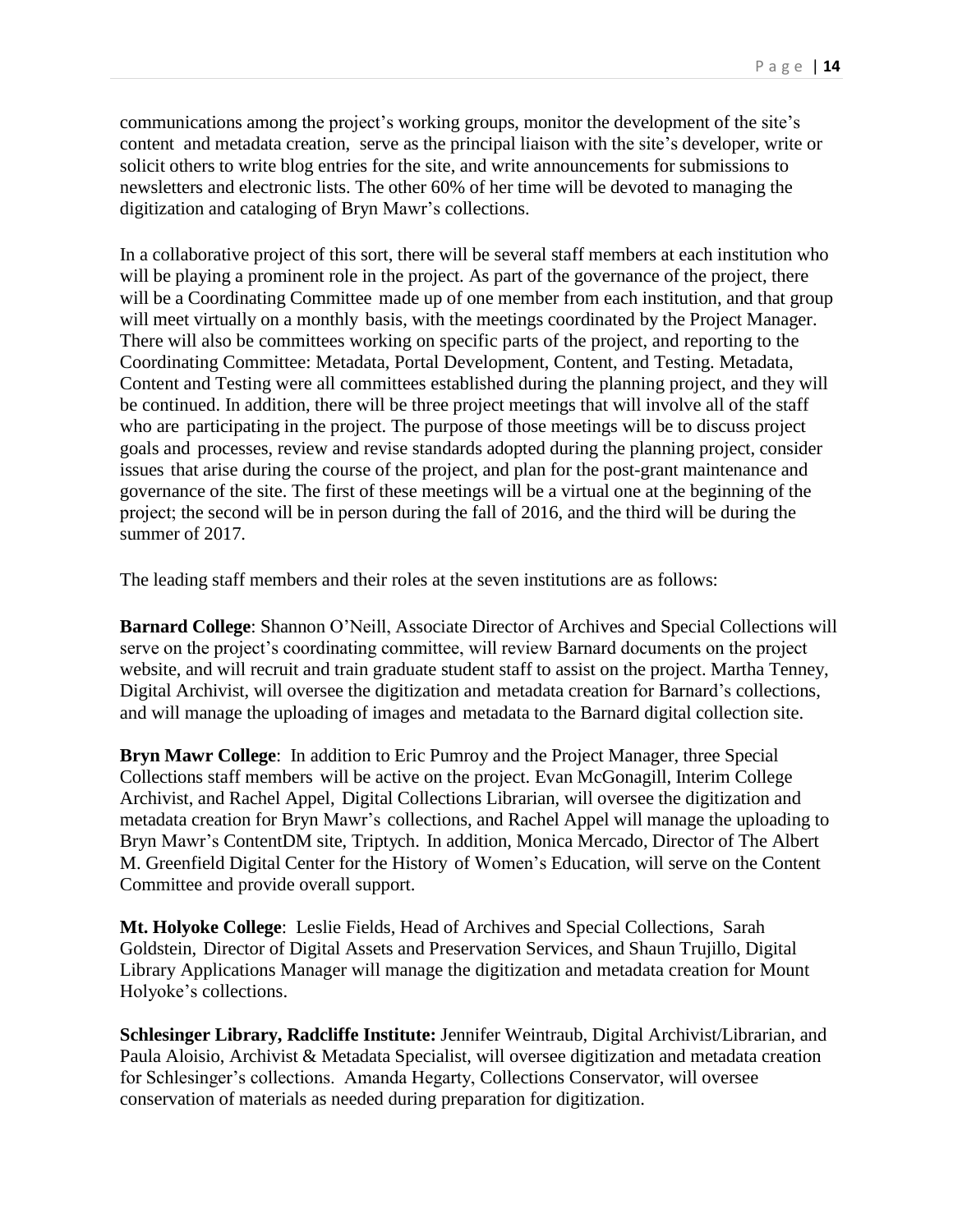communications among the project's working groups, monitor the development of the site's content and metadata creation, serve as the principal liaison with the site's developer, write or solicit others to write blog entries for the site, and write announcements for submissions to newsletters and electronic lists. The other 60% of her time will be devoted to managing the digitization and cataloging of Bryn Mawr's collections.

In a collaborative project of this sort, there will be several staff members at each institution who will be playing a prominent role in the project. As part of the governance of the project, there will be a Coordinating Committee made up of one member from each institution, and that group will meet virtually on a monthly basis, with the meetings coordinated by the Project Manager. There will also be committees working on specific parts of the project, and reporting to the Coordinating Committee: Metadata, Portal Development, Content, and Testing. Metadata, Content and Testing were all committees established during the planning project, and they will be continued. In addition, there will be three project meetings that will involve all of the staff who are participating in the project. The purpose of those meetings will be to discuss project goals and processes, review and revise standards adopted during the planning project, consider issues that arise during the course of the project, and plan for the post-grant maintenance and governance of the site. The first of these meetings will be a virtual one at the beginning of the project; the second will be in person during the fall of 2016, and the third will be during the summer of 2017.

The leading staff members and their roles at the seven institutions are as follows:

**Barnard College**: Shannon O'Neill, Associate Director of Archives and Special Collections will serve on the project's coordinating committee, will review Barnard documents on the project website, and will recruit and train graduate student staff to assist on the project. Martha Tenney, Digital Archivist, will oversee the digitization and metadata creation for Barnard's collections, and will manage the uploading of images and metadata to the Barnard digital collection site.

**Bryn Mawr College**: In addition to Eric Pumroy and the Project Manager, three Special Collections staff members will be active on the project. Evan McGonagill, Interim College Archivist, and Rachel Appel, Digital Collections Librarian, will oversee the digitization and metadata creation for Bryn Mawr's collections, and Rachel Appel will manage the uploading to Bryn Mawr's ContentDM site, Triptych. In addition, Monica Mercado, Director of The Albert M. Greenfield Digital Center for the History of Women's Education, will serve on the Content Committee and provide overall support.

**Mt. Holyoke College**: Leslie Fields, Head of Archives and Special Collections, Sarah Goldstein, Director of Digital Assets and Preservation Services, and Shaun Trujillo, Digital Library Applications Manager will manage the digitization and metadata creation for Mount Holyoke's collections.

**Schlesinger Library, Radcliffe Institute:** Jennifer Weintraub, Digital Archivist/Librarian, and Paula Aloisio, Archivist & Metadata Specialist, will oversee digitization and metadata creation for Schlesinger's collections. Amanda Hegarty, Collections Conservator, will oversee conservation of materials as needed during preparation for digitization.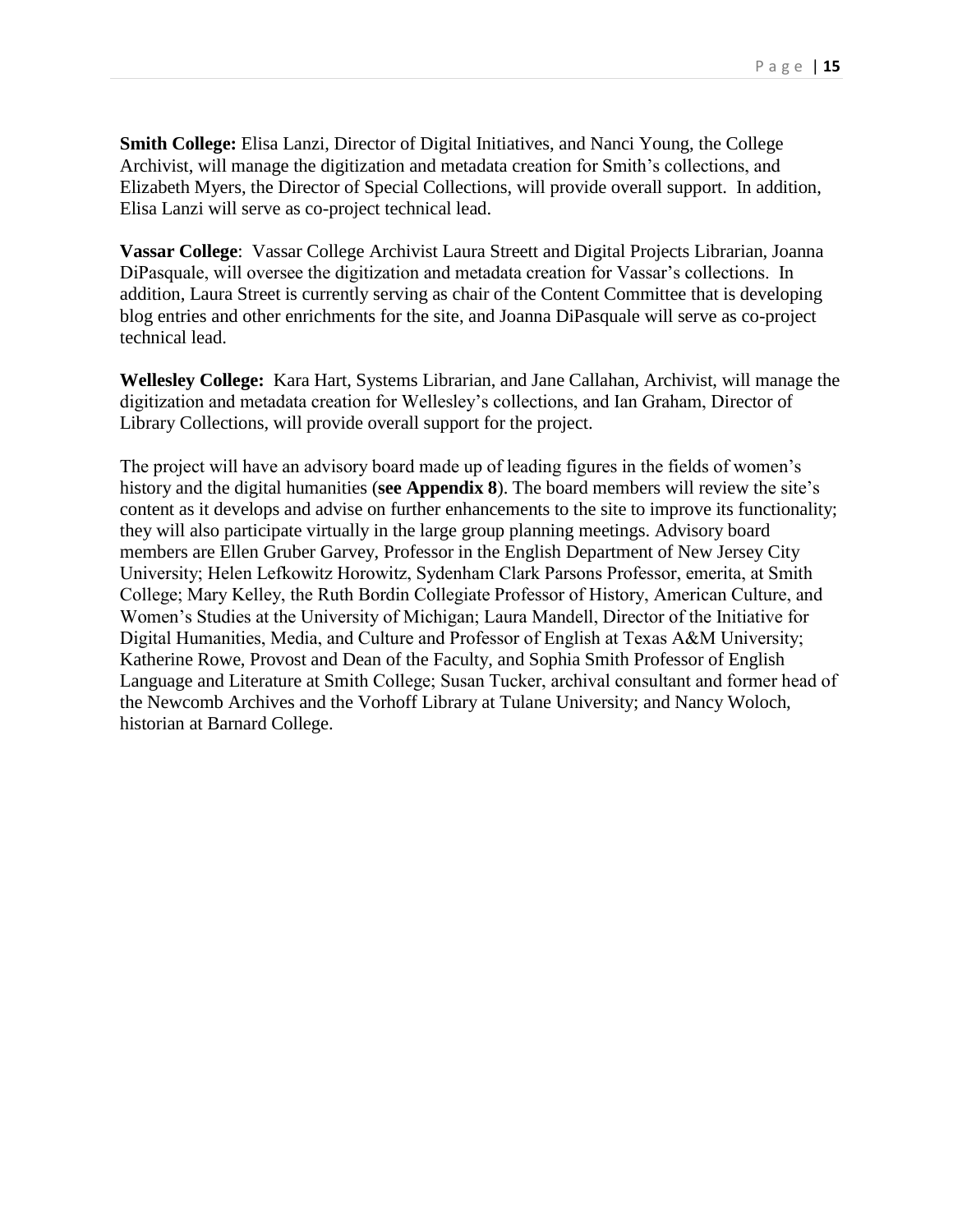**Smith College:** Elisa Lanzi, Director of Digital Initiatives, and Nanci Young, the College Archivist, will manage the digitization and metadata creation for Smith's collections, and Elizabeth Myers, the Director of Special Collections, will provide overall support. In addition, Elisa Lanzi will serve as co-project technical lead.

**Vassar College**: Vassar College Archivist Laura Streett and Digital Projects Librarian, Joanna DiPasquale, will oversee the digitization and metadata creation for Vassar's collections. In addition, Laura Street is currently serving as chair of the Content Committee that is developing blog entries and other enrichments for the site, and Joanna DiPasquale will serve as co-project technical lead.

**Wellesley College:** Kara Hart, Systems Librarian, and Jane Callahan, Archivist, will manage the digitization and metadata creation for Wellesley's collections, and Ian Graham, Director of Library Collections, will provide overall support for the project.

The project will have an advisory board made up of leading figures in the fields of women's history and the digital humanities (**see Appendix 8**). The board members will review the site's content as it develops and advise on further enhancements to the site to improve its functionality; they will also participate virtually in the large group planning meetings. Advisory board members are Ellen Gruber Garvey, Professor in the English Department of New Jersey City University; Helen Lefkowitz Horowitz, Sydenham Clark Parsons Professor, emerita, at Smith College; Mary Kelley, the Ruth Bordin Collegiate Professor of History, American Culture, and Women's Studies at the University of Michigan; Laura Mandell, Director of the Initiative for Digital Humanities, Media, and Culture and Professor of English at Texas A&M University; Katherine Rowe, Provost and Dean of the Faculty, and Sophia Smith Professor of English Language and Literature at Smith College; Susan Tucker, archival consultant and former head of the Newcomb Archives and the Vorhoff Library at Tulane University; and Nancy Woloch, historian at Barnard College.